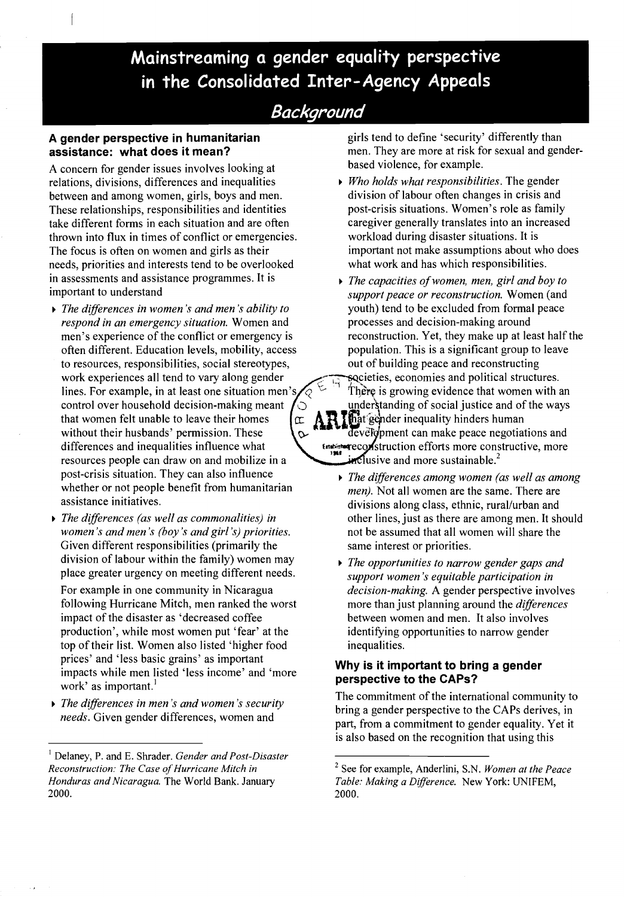# Mainstreaming a gender equality perspective in the Consolidated Inter-Agency Appeals

## Background

### A gender perspective in humanitarian assistance: what does it mean?

A concern for gender issues involves looking at relations, divisions, differences and inequalities between and among women, girls, boys and men. These relationships, responsibilities and identities take different forms in each situation and are often thrown into flux in times of conflict or emergencies. The focus is often on women and girls as their needs, priorities and interests tend to be overlooked in assessments and assistance programmes. It is important to understand

- *The differences in women's and men's ability to respond in an emergency situation.* Women and men's experience of the conflict or emergency is often different. Education levels, mobility, access to resources, responsibilities, social stereotypes, work experiences all tend to vary along gender lines. For example, in at least one situation men's control over household decision-making meant that women felt unable to leave their homes without their husbands' permission. These differences and inequalities influence what resources people can draw on and mobilize in a post-crisis situation. They can also influence whether or not people benefit from humanitarian assistance initiatives.
- *The differences (as well as commonalities) in women's and men's (boy's and girl's) priorities.* Given different responsibilities (primarily the division of labour within the family) women may place greater urgency on meeting different needs.

  For example in one community in Nicaragua following Hurricane Mitch, men ranked the worst impact of the disaster as 'decreased coffee production', while most women put 'fear' at the top of their list. Women also listed 'higher food prices' and 'less basic grains' as important impacts while men listed 'less income' and 'more work' as important.[1]
- *The differences in men's and women's security needs.* Given gender differences, women and girls tend to define 'security' differently than men. They are more at risk for sexual and gender-based violence, for example.
- *Who holds what responsibilities.* The gender division of labour often changes in crisis and post-crisis situations. Women's role as family caregiver generally translates into an increased workload during disaster situations. It is important not make assumptions about who does what work and has which responsibilities.
- *The capacities of women, men, girl and boy to support peace or reconstruction.* Women (and youth) tend to be excluded from formal peace processes and decision-making around reconstruction. Yet, they make up at least half the population. This is a significant group to leave out of building peace and reconstructing societies, economies and political structures. There is growing evidence that women with an understanding of social justice and of the ways that gender inequality hinders human development can make peace negotiations and reconstruction efforts more constructive, more inclusive and more sustainable.[2]
- *The differences among women (as well as among men).* Not all women are the same. There are divisions along class, ethnic, rural/urban and other lines, just as there are among men. It should not be assumed that all women will share the same interest or priorities.
- *The opportunities to narrow gender gaps and support women's equitable participation in decision-making.* A gender perspective involves more than just planning around the *differences* between women and men. It also involves identifying opportunities to narrow gender inequalities.

### Why is it important to bring a gender perspective to the CAPs?

The commitment of the international community to bring a gender perspective to the CAPs derives, in part, from a commitment to gender equality. Yet it is also based on the recognition that using this

[1] Delaney, P. and E. Shrader. *Gender and Post-Disaster Reconstruction: The Case of Hurricane Mitch in Honduras and Nicaragua.* The World Bank. January 2000.

[2] See for example, Anderlini, S.N. *Women at the Peace Table: Making a Difference.* New York: UNIFEM, 2000.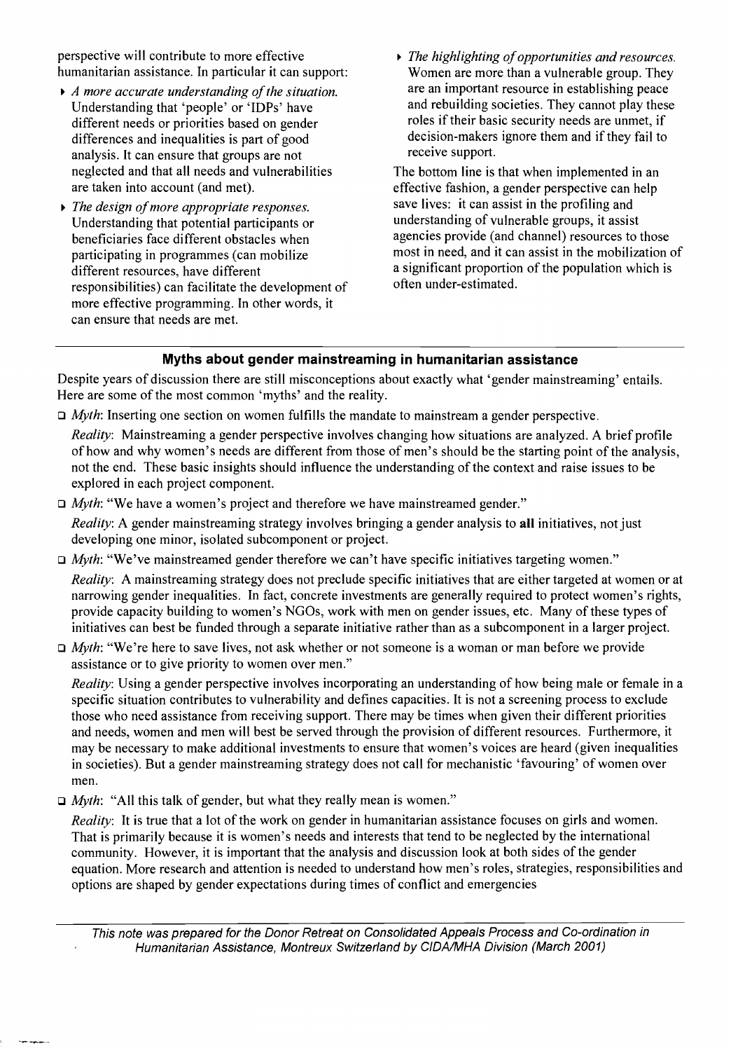perspective will contribute to more effective humanitarian assistance. In particular it can support:

- *A more accurate understanding of the situation.* Understanding that 'people' or 'IDPs' have different needs or priorities based on gender differences and inequalities is part of good analysis. It can ensure that groups are not neglected and that all needs and vulnerabilities are taken into account (and met).
- *The design of more appropriate responses.* Understanding that potential participants or beneficiaries face different obstacles when participating in programmes (can mobilize different resources, have different responsibilities) can facilitate the development of more effective programming. In other words, it can ensure that needs are met.
- *The highlighting of opportunities and resources.* Women are more than a vulnerable group. They are an important resource in establishing peace and rebuilding societies. They cannot play these roles if their basic security needs are unmet, if decision-makers ignore them and if they fail to receive support.

The bottom line is that when implemented in an effective fashion, a gender perspective can help save lives: it can assist in the profiling and understanding of vulnerable groups, it assist agencies provide (and channel) resources to those most in need, and it can assist in the mobilization of a significant proportion of the population which is often under-estimated.

## Myths about gender mainstreaming in humanitarian assistance

Despite years of discussion there are still misconceptions about exactly what 'gender mainstreaming' entails. Here are some of the most common 'myths' and the reality.

- *Myth*: Inserting one section on women fulfills the mandate to mainstream a gender perspective.

  *Reality*: Mainstreaming a gender perspective involves changing how situations are analyzed. A brief profile of how and why women's needs are different from those of men's should be the starting point of the analysis, not the end. These basic insights should influence the understanding of the context and raise issues to be explored in each project component.

- *Myth*: "We have a women's project and therefore we have mainstreamed gender."

  *Reality*: A gender mainstreaming strategy involves bringing a gender analysis to **all** initiatives, not just developing one minor, isolated subcomponent or project.

- *Myth*: "We've mainstreamed gender therefore we can't have specific initiatives targeting women."

  *Reality*: A mainstreaming strategy does not preclude specific initiatives that are either targeted at women or at narrowing gender inequalities. In fact, concrete investments are generally required to protect women's rights, provide capacity building to women's NGOs, work with men on gender issues, etc. Many of these types of initiatives can best be funded through a separate initiative rather than as a subcomponent in a larger project.

- *Myth*: "We're here to save lives, not ask whether or not someone is a woman or man before we provide assistance or to give priority to women over men."

  *Reality*: Using a gender perspective involves incorporating an understanding of how being male or female in a specific situation contributes to vulnerability and defines capacities. It is not a screening process to exclude those who need assistance from receiving support. There may be times when given their different priorities and needs, women and men will best be served through the provision of different resources. Furthermore, it may be necessary to make additional investments to ensure that women's voices are heard (given inequalities in societies). But a gender mainstreaming strategy does not call for mechanistic 'favouring' of women over men.

- *Myth*: "All this talk of gender, but what they really mean is women."

  *Reality*: It is true that a lot of the work on gender in humanitarian assistance focuses on girls and women. That is primarily because it is women's needs and interests that tend to be neglected by the international community. However, it is important that the analysis and discussion look at both sides of the gender equation. More research and attention is needed to understand how men's roles, strategies, responsibilities and options are shaped by gender expectations during times of conflict and emergencies

*This note was prepared for the Donor Retreat on Consolidated Appeals Process and Co-ordination in Humanitarian Assistance, Montreux Switzerland by CIDA/MHA Division (March 2001)*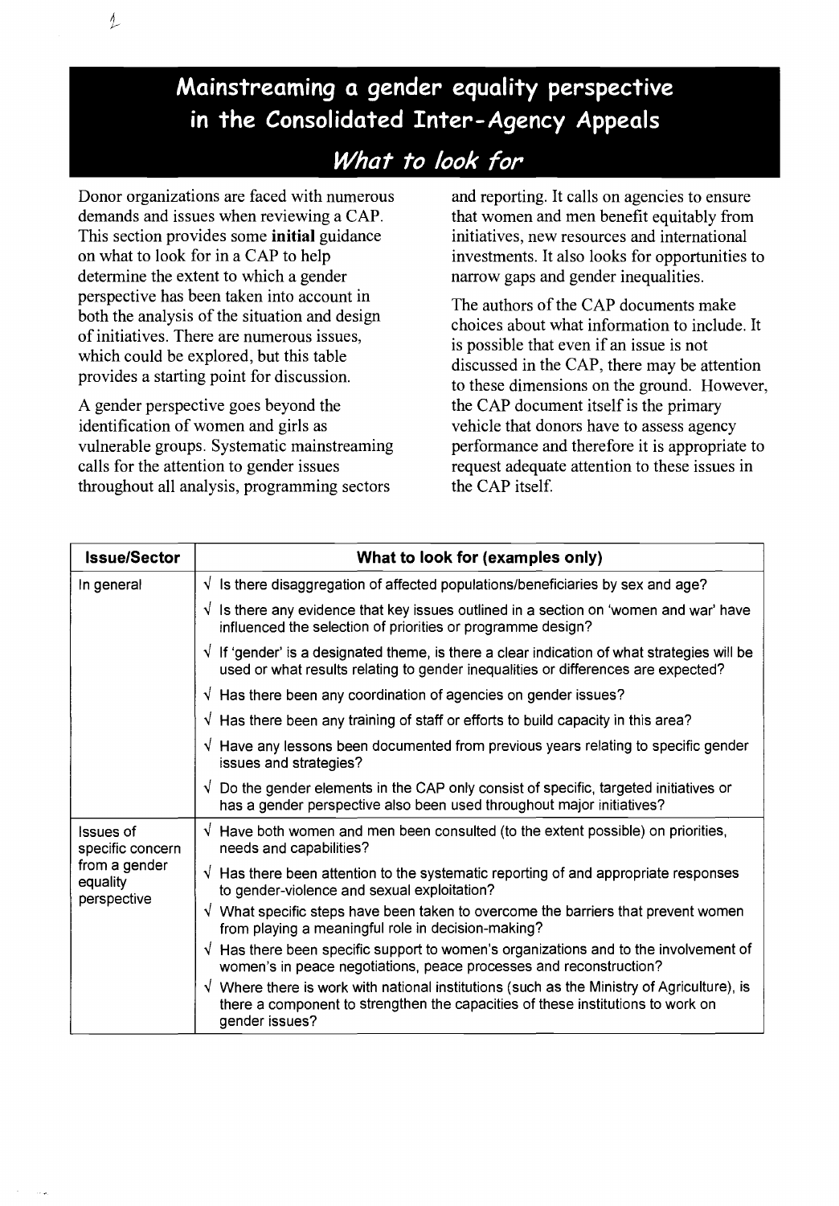# Mainstreaming a gender equality perspective in the Consolidated Inter-Agency Appeals

## *What to look for*

Donor organizations are faced with numerous demands and issues when reviewing a CAP. This section provides some **initial** guidance on what to look for in a CAP to help determine the extent to which a gender perspective has been taken into account in both the analysis of the situation and design of initiatives. There are numerous issues, which could be explored, but this table provides a starting point for discussion.

A gender perspective goes beyond the identification of women and girls as vulnerable groups. Systematic mainstreaming calls for the attention to gender issues throughout all analysis, programming sectors and reporting. It calls on agencies to ensure that women and men benefit equitably from initiatives, new resources and international investments. It also looks for opportunities to narrow gaps and gender inequalities.

The authors of the CAP documents make choices about what information to include. It is possible that even if an issue is not discussed in the CAP, there may be attention to these dimensions on the ground. However, the CAP document itself is the primary vehicle that donors have to assess agency performance and therefore it is appropriate to request adequate attention to these issues in the CAP itself.

| Issue/Sector | What to look for (examples only) |
|---|---|
| In general | √ Is there disaggregation of affected populations/beneficiaries by sex and age? |
| | √ Is there any evidence that key issues outlined in a section on 'women and war' have influenced the selection of priorities or programme design? |
| | √ If 'gender' is a designated theme, is there a clear indication of what strategies will be used or what results relating to gender inequalities or differences are expected? |
| | √ Has there been any coordination of agencies on gender issues? |
| | √ Has there been any training of staff or efforts to build capacity in this area? |
| | √ Have any lessons been documented from previous years relating to specific gender issues and strategies? |
| | √ Do the gender elements in the CAP only consist of specific, targeted initiatives or has a gender perspective also been used throughout major initiatives? |
| Issues of specific concern from a gender equality perspective | √ Have both women and men been consulted (to the extent possible) on priorities, needs and capabilities? |
| | √ Has there been attention to the systematic reporting of and appropriate responses to gender-violence and sexual exploitation? |
| | √ What specific steps have been taken to overcome the barriers that prevent women from playing a meaningful role in decision-making? |
| | √ Has there been specific support to women's organizations and to the involvement of women's in peace negotiations, peace processes and reconstruction? |
| | √ Where there is work with national institutions (such as the Ministry of Agriculture), is there a component to strengthen the capacities of these institutions to work on gender issues? |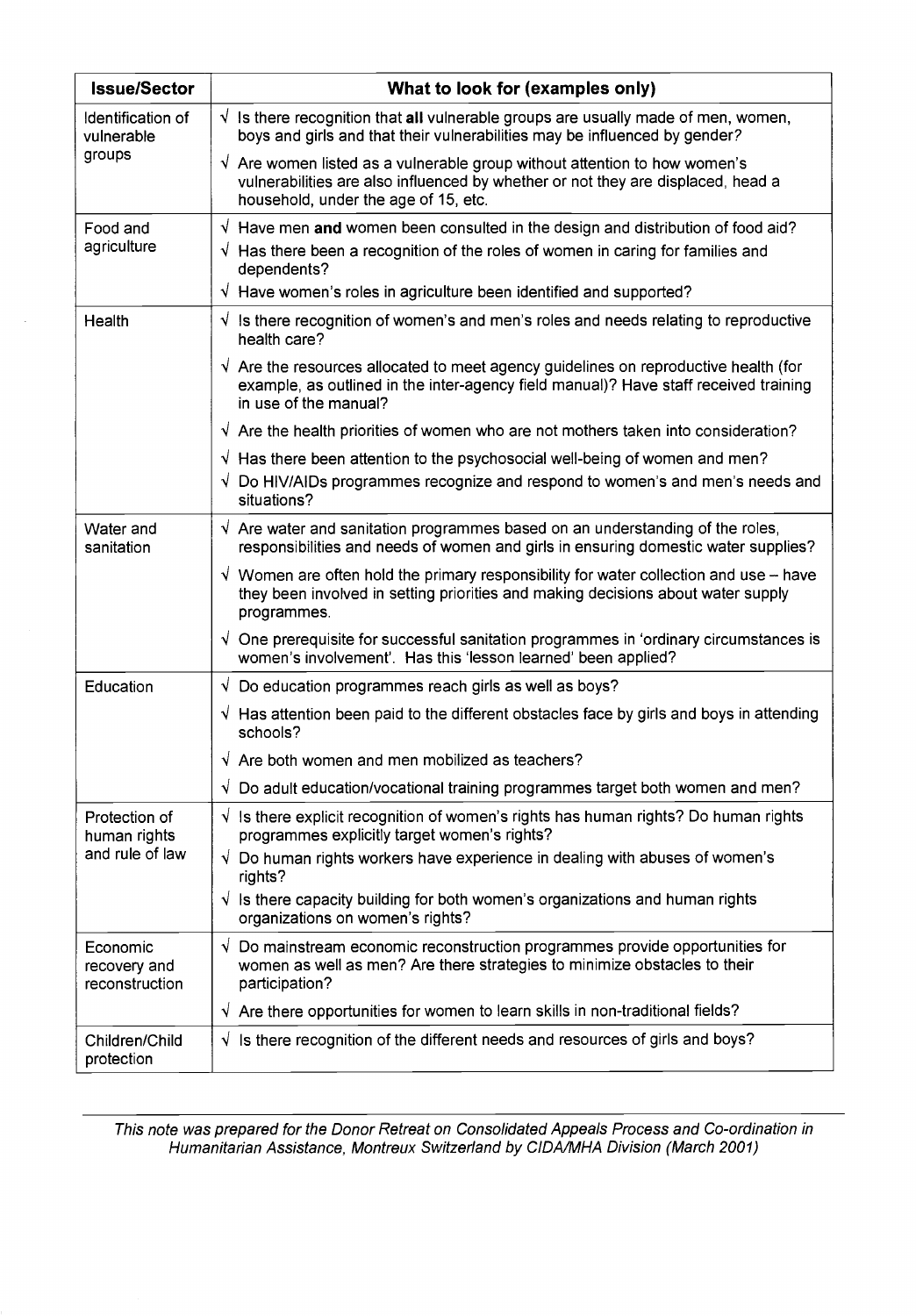| Issue/Sector | What to look for (examples only) |
|---|---|
| Identification of vulnerable groups | √ Is there recognition that **all** vulnerable groups are usually made of men, women, boys and girls and that their vulnerabilities may be influenced by gender? <br> √ Are women listed as a vulnerable group without attention to how women's vulnerabilities are also influenced by whether or not they are displaced, head a household, under the age of 15, etc. |
| Food and agriculture | √ Have men **and** women been consulted in the design and distribution of food aid? <br> √ Has there been a recognition of the roles of women in caring for families and dependents? <br> √ Have women's roles in agriculture been identified and supported? |
| Health | √ Is there recognition of women's and men's roles and needs relating to reproductive health care? <br> √ Are the resources allocated to meet agency guidelines on reproductive health (for example, as outlined in the inter-agency field manual)? Have staff received training in use of the manual? <br> √ Are the health priorities of women who are not mothers taken into consideration? <br> √ Has there been attention to the psychosocial well-being of women and men? <br> √ Do HIV/AIDs programmes recognize and respond to women's and men's needs and situations? |
| Water and sanitation | √ Are water and sanitation programmes based on an understanding of the roles, responsibilities and needs of women and girls in ensuring domestic water supplies? <br> √ Women are often hold the primary responsibility for water collection and use – have they been involved in setting priorities and making decisions about water supply programmes. <br> √ One prerequisite for successful sanitation programmes in 'ordinary circumstances is women's involvement'. Has this 'lesson learned' been applied? |
| Education | √ Do education programmes reach girls as well as boys? <br> √ Has attention been paid to the different obstacles face by girls and boys in attending schools? <br> √ Are both women and men mobilized as teachers? <br> √ Do adult education/vocational training programmes target both women and men? |
| Protection of human rights and rule of law | √ Is there explicit recognition of women's rights has human rights? Do human rights programmes explicitly target women's rights? <br> √ Do human rights workers have experience in dealing with abuses of women's rights? <br> √ Is there capacity building for both women's organizations and human rights organizations on women's rights? |
| Economic recovery and reconstruction | √ Do mainstream economic reconstruction programmes provide opportunities for women as well as men? Are there strategies to minimize obstacles to their participation? <br> √ Are there opportunities for women to learn skills in non-traditional fields? |
| Children/Child protection | √ Is there recognition of the different needs and resources of girls and boys? |

*This note was prepared for the Donor Retreat on Consolidated Appeals Process and Co-ordination in Humanitarian Assistance, Montreux Switzerland by CIDA/MHA Division (March 2001)*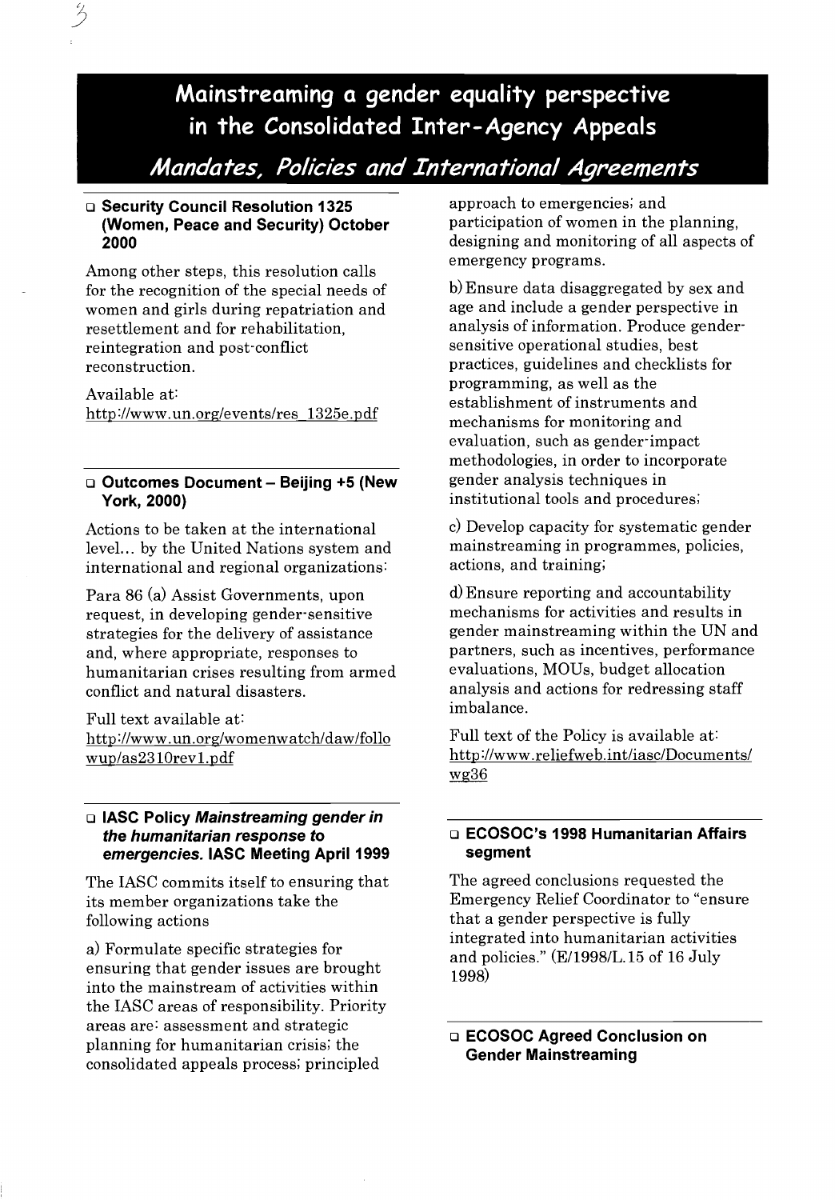# Mainstreaming a gender equality perspective in the Consolidated Inter-Agency Appeals

## *Mandates, Policies and International Agreements*

### ❑ Security Council Resolution 1325 (Women, Peace and Security) October 2000

Among other steps, this resolution calls for the recognition of the special needs of women and girls during repatriation and resettlement and for rehabilitation, reintegration and post-conflict reconstruction.

Available at:
http://www.un.org/events/res_1325e.pdf

### ❑ Outcomes Document – Beijing +5 (New York, 2000)

Actions to be taken at the international level... by the United Nations system and international and regional organizations:

Para 86 (a) Assist Governments, upon request, in developing gender-sensitive strategies for the delivery of assistance and, where appropriate, responses to humanitarian crises resulting from armed conflict and natural disasters.

Full text available at:
http://www.un.org/womenwatch/daw/followup/as2310rev1.pdf

### ❑ IASC Policy *Mainstreaming gender in the humanitarian response to emergencies.* IASC Meeting April 1999

The IASC commits itself to ensuring that its member organizations take the following actions

a) Formulate specific strategies for ensuring that gender issues are brought into the mainstream of activities within the IASC areas of responsibility. Priority areas are: assessment and strategic planning for humanitarian crisis; the consolidated appeals process; principled approach to emergencies; and participation of women in the planning, designing and monitoring of all aspects of emergency programs.

b) Ensure data disaggregated by sex and age and include a gender perspective in analysis of information. Produce gender-sensitive operational studies, best practices, guidelines and checklists for programming, as well as the establishment of instruments and mechanisms for monitoring and evaluation, such as gender-impact methodologies, in order to incorporate gender analysis techniques in institutional tools and procedures;

c) Develop capacity for systematic gender mainstreaming in programmes, policies, actions, and training;

d) Ensure reporting and accountability mechanisms for activities and results in gender mainstreaming within the UN and partners, such as incentives, performance evaluations, MOUs, budget allocation analysis and actions for redressing staff imbalance.

Full text of the Policy is available at:
http://www.reliefweb.int/iasc/Documents/wg36

### ❑ ECOSOC's 1998 Humanitarian Affairs segment

The agreed conclusions requested the Emergency Relief Coordinator to "ensure that a gender perspective is fully integrated into humanitarian activities and policies." (E/1998/L.15 of 16 July 1998)

### ❑ ECOSOC Agreed Conclusion on Gender Mainstreaming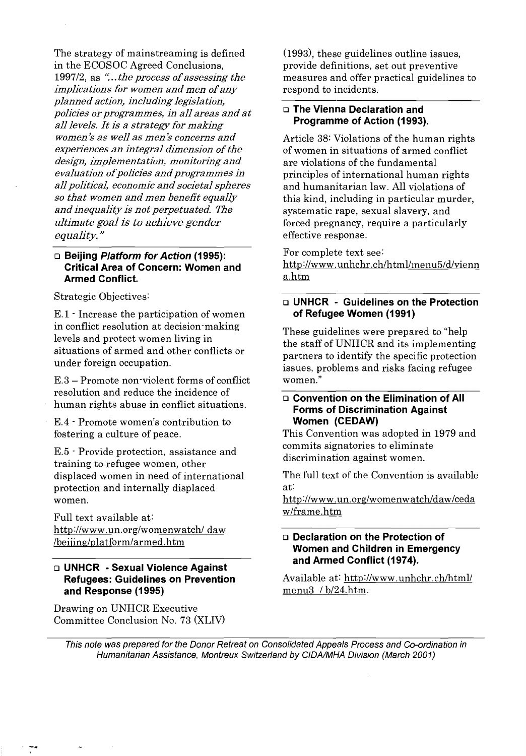The strategy of mainstreaming is defined in the ECOSOC Agreed Conclusions, 1997/2, as *"...the process of assessing the implications for women and men of any planned action, including legislation, policies or programmes, in all areas and at all levels. It is a strategy for making women's as well as men's concerns and experiences an integral dimension of the design, implementation, monitoring and evaluation of policies and programmes in all political, economic and societal spheres so that women and men benefit equally and inequality is not perpetuated. The ultimate goal is to achieve gender equality."*

### ❑ Beijing *Platform for Action* (1995): Critical Area of Concern: Women and Armed Conflict.

Strategic Objectives:

E.1 - Increase the participation of women in conflict resolution at decision-making levels and protect women living in situations of armed and other conflicts or under foreign occupation.

E.3 – Promote non-violent forms of conflict resolution and reduce the incidence of human rights abuse in conflict situations.

E.4 - Promote women's contribution to fostering a culture of peace.

E.5 - Provide protection, assistance and training to refugee women, other displaced women in need of international protection and internally displaced women.

Full text available at: http://www.un.org/womenwatch/ daw /beijing/platform/armed.htm

### ❑ UNHCR - Sexual Violence Against Refugees: Guidelines on Prevention and Response (1995)

Drawing on UNHCR Executive Committee Conclusion No. 73 (XLIV) (1993), these guidelines outline issues, provide definitions, set out preventive measures and offer practical guidelines to respond to incidents.

### ❑ The Vienna Declaration and Programme of Action (1993).

Article 38: Violations of the human rights of women in situations of armed conflict are violations of the fundamental principles of international human rights and humanitarian law. All violations of this kind, including in particular murder, systematic rape, sexual slavery, and forced pregnancy, require a particularly effective response.

For complete text see: http://www.unhchr.ch/html/menu5/d/vienna.htm

### ❑ UNHCR - Guidelines on the Protection of Refugee Women (1991)

These guidelines were prepared to "help the staff of UNHCR and its implementing partners to identify the specific protection issues, problems and risks facing refugee women."

### ❑ Convention on the Elimination of All Forms of Discrimination Against Women (CEDAW)

This Convention was adopted in 1979 and commits signatories to eliminate discrimination against women.

The full text of the Convention is available at: http://www.un.org/womenwatch/daw/cedaw/frame.htm

### ❑ Declaration on the Protection of Women and Children in Emergency and Armed Conflict (1974).

Available at: http://www.unhchr.ch/html/ menu3 / b/24.htm.

*This note was prepared for the Donor Retreat on Consolidated Appeals Process and Co-ordination in Humanitarian Assistance, Montreux Switzerland by CIDA/MHA Division (March 2001)*